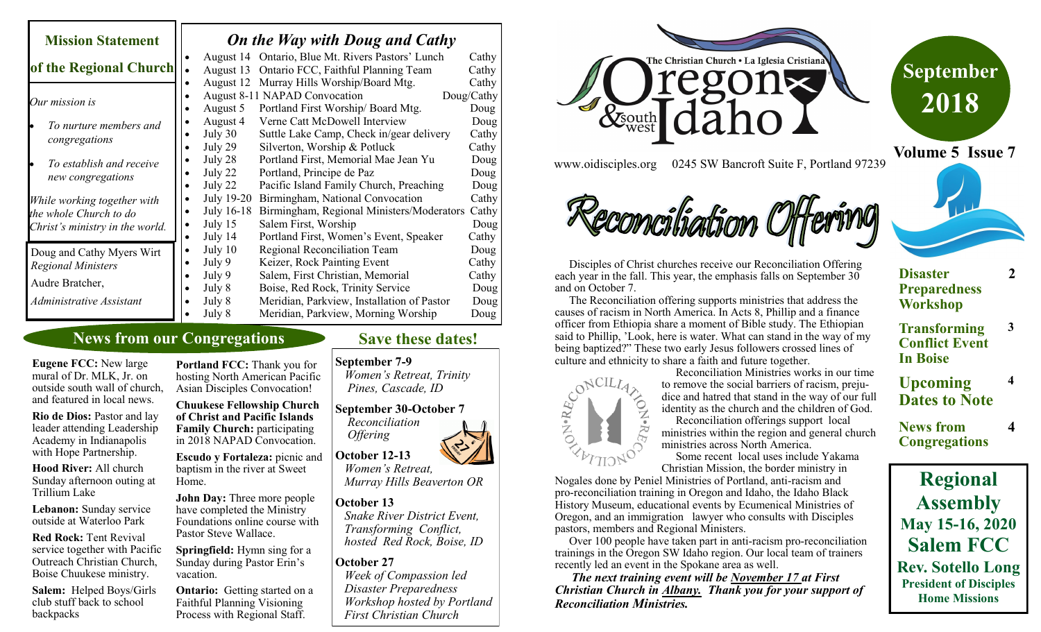# The Christian Church • La Iglesia Cristiana — Oregon & southwest Idaho

www.oidisciples.org 0245 SW Bancroft Suite F, Portland 97239

**September 2018**

**Volume 5 Issue 7**

## Mission Statement of the Regional Church

*Our mission is*

- *To nurture members and congregations*
- *To establish and receive new congregations*

*While working together with the whole Church to do Christ's ministry in the world.*

Doug and Cathy Myers Wirt
*Regional Ministers*

Audre Bratcher,
*Administrative Assistant*

## *On the Way with Doug and Cathy*

| Date | Event | Who |
|---|---|---|
| August 14 | Ontario, Blue Mt. Rivers Pastors' Lunch | Cathy |
| August 13 | Ontario FCC, Faithful Planning Team | Cathy |
| August 12 | Murray Hills Worship/Board Mtg. | Cathy |
| August 8-11 | NAPAD Convocation | Doug/Cathy |
| August 5 | Portland First Worship/ Board Mtg. | Doug |
| August 4 | Verne Catt McDowell Interview | Doug |
| July 30 | Suttle Lake Camp, Check in/gear delivery | Cathy |
| July 29 | Silverton, Worship & Potluck | Cathy |
| July 28 | Portland First, Memorial Mae Jean Yu | Doug |
| July 22 | Portland, Principe de Paz | Doug |
| July 22 | Pacific Island Family Church, Preaching | Doug |
| July 19-20 | Birmingham, National Convocation | Cathy |
| July 16-18 | Birmingham, Regional Ministers/Moderators | Cathy |
| July 15 | Salem First, Worship | Doug |
| July 14 | Portland First, Women's Event, Speaker | Cathy |
| July 10 | Regional Reconciliation Team | Doug |
| July 9 | Keizer, Rock Painting Event | Cathy |
| July 9 | Salem, First Christian, Memorial | Cathy |
| July 8 | Boise, Red Rock, Trinity Service | Doug |
| July 8 | Meridian, Parkview, Installation of Pastor | Doug |
| July 8 | Meridian, Parkview, Morning Worship | Doug |

## News from our Congregations

**Eugene FCC:** New large mural of Dr. MLK, Jr. on outside south wall of church, and featured in local news.

**Rio de Dios:** Pastor and lay leader attending Leadership Academy in Indianapolis with Hope Partnership.

**Hood River:** All church Sunday afternoon outing at Trillium Lake

**Lebanon:** Sunday service outside at Waterloo Park

**Red Rock:** Tent Revival service together with Pacific Outreach Christian Church, Boise Chuukese ministry.

**Salem:** Helped Boys/Girls club stuff back to school backpacks

**Portland FCC:** Thank you for hosting North American Pacific Asian Disciples Convocation!

**Chuukese Fellowship Church of Christ and Pacific Islands Family Church:** participating in 2018 NAPAD Convocation.

**Escudo y Fortaleza:** picnic and baptism in the river at Sweet Home.

**John Day:** Three more people have completed the Ministry Foundations online course with Pastor Steve Wallace.

**Springfield:** Hymn sing for a Sunday during Pastor Erin's vacation.

**Ontario:** Getting started on a Faithful Planning Visioning Process with Regional Staff.

## Save these dates!

**September 7-9**
*Women's Retreat, Trinity Pines, Cascade, ID*

**September 30-October 7**
*Reconciliation Offering*

**October 12-13**
*Women's Retreat, Murray Hills Beaverton OR*

**October 13**
*Snake River District Event, Transforming Conflict, hosted Red Rock, Boise, ID*

**October 27**
*Week of Compassion led Disaster Preparedness Workshop hosted by Portland First Christian Church*

## Reconciliation Offering

Disciples of Christ churches receive our Reconciliation Offering each year in the fall. This year, the emphasis falls on September 30 and on October 7.

The Reconciliation offering supports ministries that address the causes of racism in North America. In Acts 8, Phillip and a finance officer from Ethiopia share a moment of Bible study. The Ethiopian said to Phillip, 'Look, here is water. What can stand in the way of my being baptized?" These two early Jesus followers crossed lines of culture and ethnicity to share a faith and future together.

Reconciliation Ministries works in our time to remove the social barriers of racism, prejudice and hatred that stand in the way of our full identity as the church and the children of God.

Reconciliation offerings support local ministries within the region and general church ministries across North America.

Some recent local uses include Yakama Christian Mission, the border ministry in Nogales done by Peniel Ministries of Portland, anti-racism and pro-reconciliation training in Oregon and Idaho, the Idaho Black History Museum, educational events by Ecumenical Ministries of Oregon, and an immigration lawyer who consults with Disciples pastors, members and Regional Ministers.

Over 100 people have taken part in anti-racism pro-reconciliation trainings in the Oregon SW Idaho region. Our local team of trainers recently led an event in the Spokane area as well.

***The next training event will be November 17 at First Christian Church in Albany. Thank you for your support of Reconciliation Ministries.***

## In this issue

| | |
|---|---|
| **Disaster Preparedness Workshop** | 2 |
| **Transforming Conflict Event In Boise** | 3 |
| **Upcoming Dates to Note** | 4 |
| **News from Congregations** | 4 |

**Regional Assembly**
**May 15-16, 2020**
**Salem FCC**
**Rev. Sotello Long**
**President of Disciples Home Missions**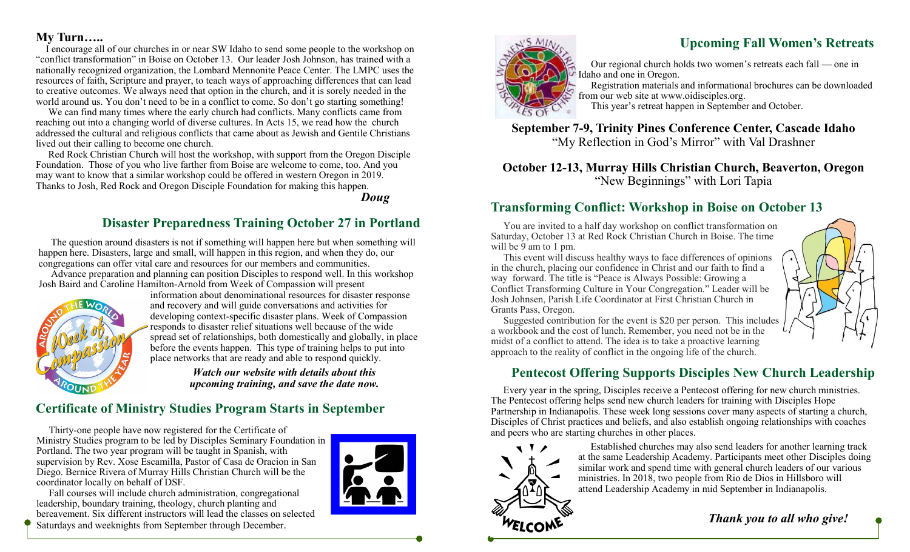## My Turn…..

I encourage all of our churches in or near SW Idaho to send some people to the workshop on "conflict transformation" in Boise on October 13. Our leader Josh Johnson, has trained with a nationally recognized organization, the Lombard Mennonite Peace Center. The LMPC uses the resources of faith, Scripture and prayer, to teach ways of approaching differences that can lead to creative outcomes. We always need that option in the church, and it is sorely needed in the world around us. You don't need to be in a conflict to come. So don't go starting something!

We can find many times where the early church had conflicts. Many conflicts came from reaching out into a changing world of diverse cultures. In Acts 15, we read how the church addressed the cultural and religious conflicts that came about as Jewish and Gentile Christians lived out their calling to become one church.

Red Rock Christian Church will host the workshop, with support from the Oregon Disciple Foundation. Those of you who live farther from Boise are welcome to come, too. And you may want to know that a similar workshop could be offered in western Oregon in 2019. Thanks to Josh, Red Rock and Oregon Disciple Foundation for making this happen.

***Doug***

## Disaster Preparedness Training October 27 in Portland

The question around disasters is not if something will happen here but when something will happen here. Disasters, large and small, will happen in this region, and when they do, our congregations can offer vital care and resources for our members and communities.

Advance preparation and planning can position Disciples to respond well. In this workshop Josh Baird and Caroline Hamilton-Arnold from Week of Compassion will present information about denominational resources for disaster response and recovery and will guide conversations and activities for developing context-specific disaster plans. Week of Compassion responds to disaster relief situations well because of the wide spread set of relationships, both domestically and globally, in place before the events happen. This type of training helps to put into place networks that are ready and able to respond quickly.

***Watch our website with details about this upcoming training, and save the date now.***

## Certificate of Ministry Studies Program Starts in September

Thirty-one people have now registered for the Certificate of Ministry Studies program to be led by Disciples Seminary Foundation in Portland. The two year program will be taught in Spanish, with supervision by Rev. Xose Escamilla, Pastor of Casa de Oracion in San Diego. Bernice Rivera of Murray Hills Christian Church will be the coordinator locally on behalf of DSF.

Fall courses will include church administration, congregational leadership, boundary training, theology, church planting and bereavement. Six different instructors will lead the classes on selected Saturdays and weeknights from September through December.

## Upcoming Fall Women's Retreats

Our regional church holds two women's retreats each fall — one in Idaho and one in Oregon.

Registration materials and informational brochures can be downloaded from our web site at www.oidisciples.org.

This year's retreat happen in September and October.

**September 7-9, Trinity Pines Conference Center, Cascade Idaho**
"My Reflection in God's Mirror" with Val Drashner

**October 12-13, Murray Hills Christian Church, Beaverton, Oregon**
"New Beginnings" with Lori Tapia

## Transforming Conflict: Workshop in Boise on October 13

You are invited to a half day workshop on conflict transformation on Saturday, October 13 at Red Rock Christian Church in Boise. The time will be 9 am to 1 pm.

This event will discuss healthy ways to face differences of opinions in the church, placing our confidence in Christ and our faith to find a way forward. The title is "Peace is Always Possible: Growing a Conflict Transforming Culture in Your Congregation." Leader will be Josh Johnsen, Parish Life Coordinator at First Christian Church in Grants Pass, Oregon.

Suggested contribution for the event is $20 per person. This includes a workbook and the cost of lunch. Remember, you need not be in the midst of a conflict to attend. The idea is to take a proactive learning approach to the reality of conflict in the ongoing life of the church.

## Pentecost Offering Supports Disciples New Church Leadership

Every year in the spring, Disciples receive a Pentecost offering for new church ministries. The Pentecost offering helps send new church leaders for training with Disciples Hope Partnership in Indianapolis. These week long sessions cover many aspects of starting a church, Disciples of Christ practices and beliefs, and also establish ongoing relationships with coaches and peers who are starting churches in other places.

Established churches may also send leaders for another learning track at the same Leadership Academy. Participants meet other Disciples doing similar work and spend time with general church leaders of our various ministries. In 2018, two people from Rio de Dios in Hillsboro will attend Leadership Academy in mid September in Indianapolis.

***Thank you to all who give!***